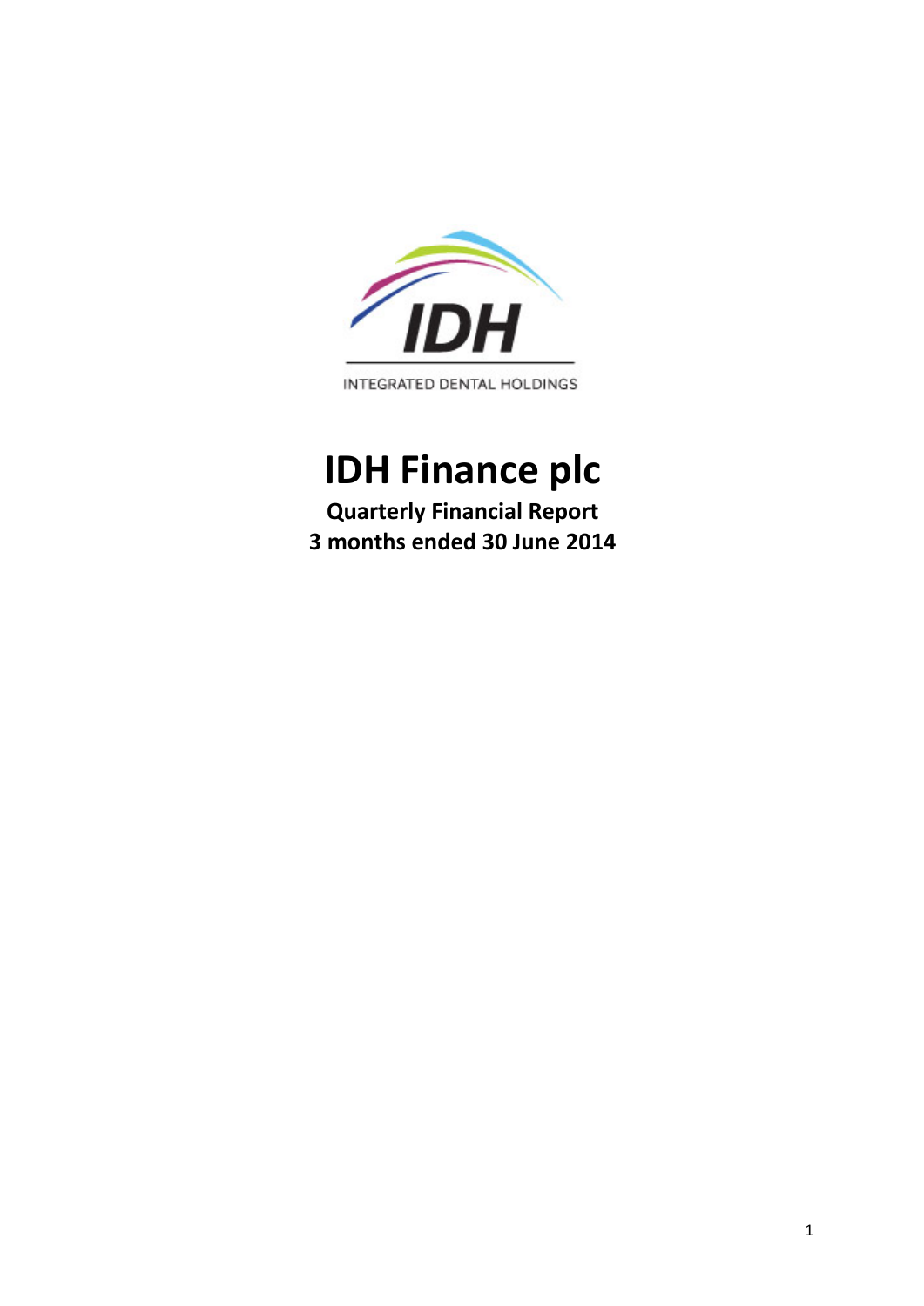IDH

INTEGRATED DENTAL HOLDINGS

# IDH Finance plc

**Quarterly Financial Report**
**3 months ended 30 June 2014**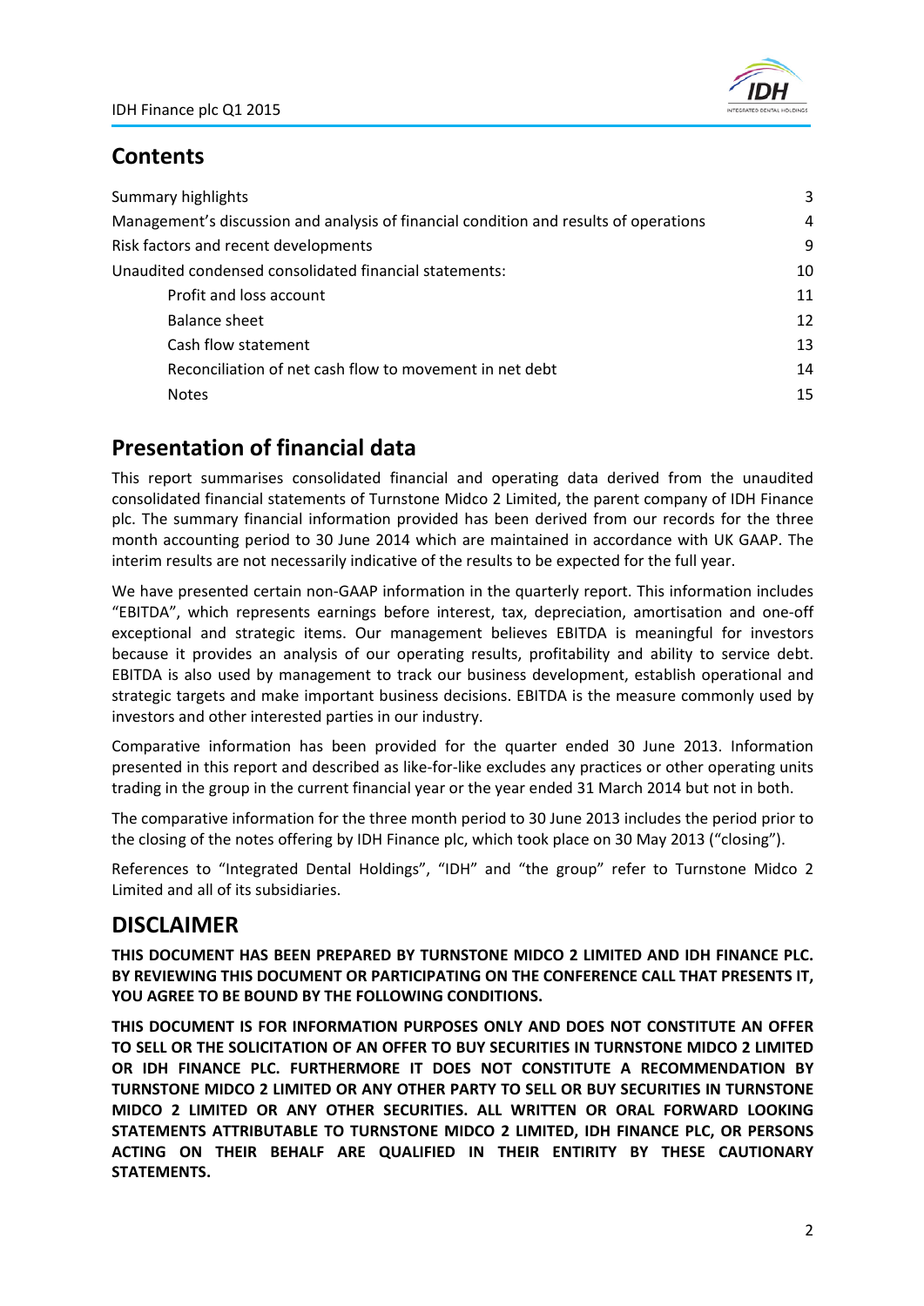## Contents

| | |
|---|---|
| Summary highlights | 3 |
| Management's discussion and analysis of financial condition and results of operations | 4 |
| Risk factors and recent developments | 9 |
| Unaudited condensed consolidated financial statements: | 10 |
| Profit and loss account | 11 |
| Balance sheet | 12 |
| Cash flow statement | 13 |
| Reconciliation of net cash flow to movement in net debt | 14 |
| Notes | 15 |

## Presentation of financial data

This report summarises consolidated financial and operating data derived from the unaudited consolidated financial statements of Turnstone Midco 2 Limited, the parent company of IDH Finance plc. The summary financial information provided has been derived from our records for the three month accounting period to 30 June 2014 which are maintained in accordance with UK GAAP. The interim results are not necessarily indicative of the results to be expected for the full year.

We have presented certain non-GAAP information in the quarterly report. This information includes "EBITDA", which represents earnings before interest, tax, depreciation, amortisation and one-off exceptional and strategic items. Our management believes EBITDA is meaningful for investors because it provides an analysis of our operating results, profitability and ability to service debt. EBITDA is also used by management to track our business development, establish operational and strategic targets and make important business decisions. EBITDA is the measure commonly used by investors and other interested parties in our industry.

Comparative information has been provided for the quarter ended 30 June 2013. Information presented in this report and described as like-for-like excludes any practices or other operating units trading in the group in the current financial year or the year ended 31 March 2014 but not in both.

The comparative information for the three month period to 30 June 2013 includes the period prior to the closing of the notes offering by IDH Finance plc, which took place on 30 May 2013 ("closing").

References to "Integrated Dental Holdings", "IDH" and "the group" refer to Turnstone Midco 2 Limited and all of its subsidiaries.

## DISCLAIMER

**THIS DOCUMENT HAS BEEN PREPARED BY TURNSTONE MIDCO 2 LIMITED AND IDH FINANCE PLC. BY REVIEWING THIS DOCUMENT OR PARTICIPATING ON THE CONFERENCE CALL THAT PRESENTS IT, YOU AGREE TO BE BOUND BY THE FOLLOWING CONDITIONS.**

**THIS DOCUMENT IS FOR INFORMATION PURPOSES ONLY AND DOES NOT CONSTITUTE AN OFFER TO SELL OR THE SOLICITATION OF AN OFFER TO BUY SECURITIES IN TURNSTONE MIDCO 2 LIMITED OR IDH FINANCE PLC. FURTHERMORE IT DOES NOT CONSTITUTE A RECOMMENDATION BY TURNSTONE MIDCO 2 LIMITED OR ANY OTHER PARTY TO SELL OR BUY SECURITIES IN TURNSTONE MIDCO 2 LIMITED OR ANY OTHER SECURITIES. ALL WRITTEN OR ORAL FORWARD LOOKING STATEMENTS ATTRIBUTABLE TO TURNSTONE MIDCO 2 LIMITED, IDH FINANCE PLC, OR PERSONS ACTING ON THEIR BEHALF ARE QUALIFIED IN THEIR ENTIRITY BY THESE CAUTIONARY STATEMENTS.**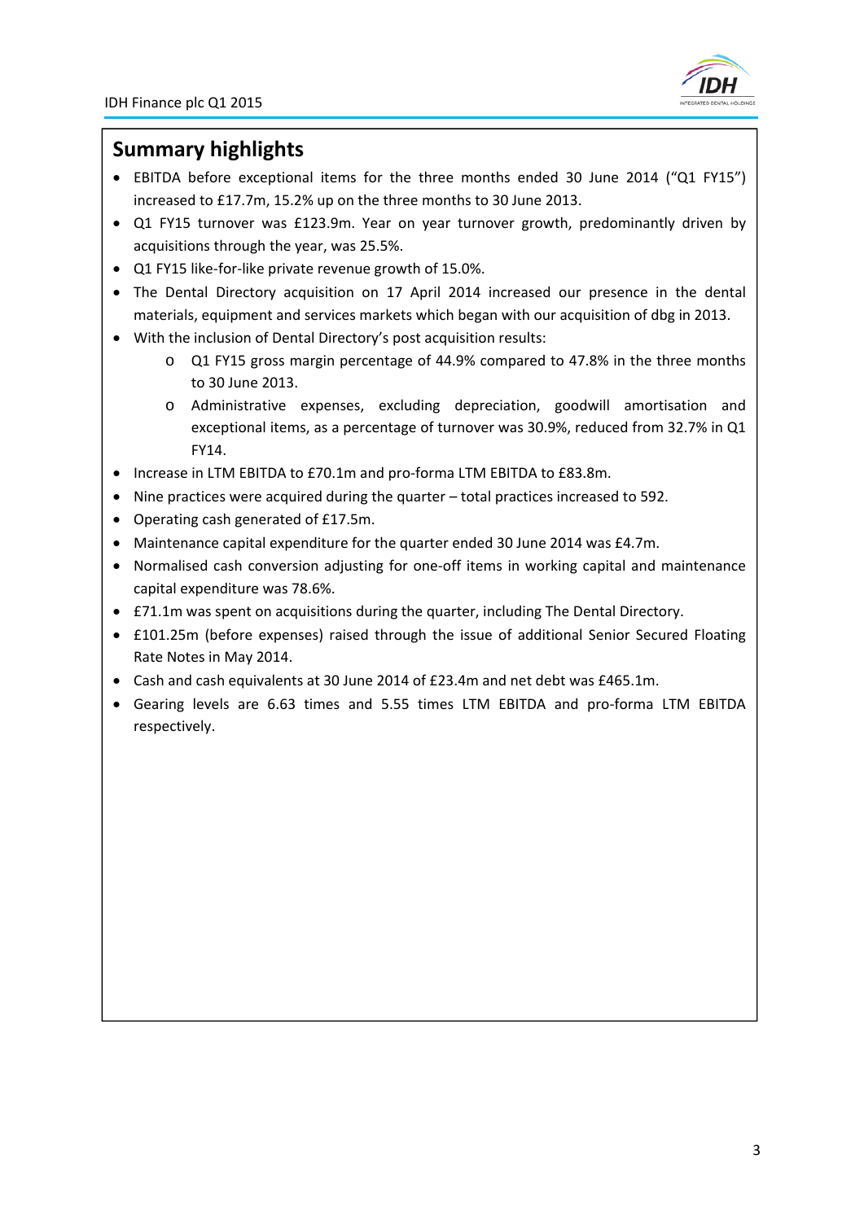## Summary highlights

- EBITDA before exceptional items for the three months ended 30 June 2014 ("Q1 FY15") increased to £17.7m, 15.2% up on the three months to 30 June 2013.
- Q1 FY15 turnover was £123.9m. Year on year turnover growth, predominantly driven by acquisitions through the year, was 25.5%.
- Q1 FY15 like-for-like private revenue growth of 15.0%.
- The Dental Directory acquisition on 17 April 2014 increased our presence in the dental materials, equipment and services markets which began with our acquisition of dbg in 2013.
- With the inclusion of Dental Directory's post acquisition results:
    - Q1 FY15 gross margin percentage of 44.9% compared to 47.8% in the three months to 30 June 2013.
    - Administrative expenses, excluding depreciation, goodwill amortisation and exceptional items, as a percentage of turnover was 30.9%, reduced from 32.7% in Q1 FY14.
- Increase in LTM EBITDA to £70.1m and pro-forma LTM EBITDA to £83.8m.
- Nine practices were acquired during the quarter – total practices increased to 592.
- Operating cash generated of £17.5m.
- Maintenance capital expenditure for the quarter ended 30 June 2014 was £4.7m.
- Normalised cash conversion adjusting for one-off items in working capital and maintenance capital expenditure was 78.6%.
- £71.1m was spent on acquisitions during the quarter, including The Dental Directory.
- £101.25m (before expenses) raised through the issue of additional Senior Secured Floating Rate Notes in May 2014.
- Cash and cash equivalents at 30 June 2014 of £23.4m and net debt was £465.1m.
- Gearing levels are 6.63 times and 5.55 times LTM EBITDA and pro-forma LTM EBITDA respectively.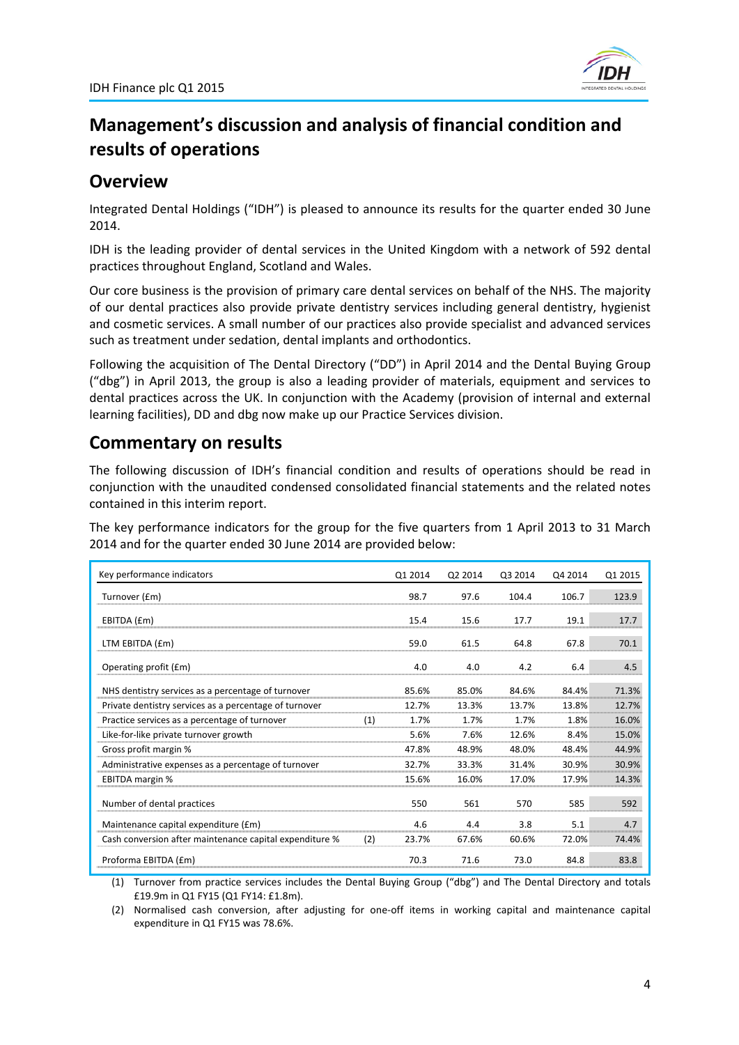# Management's discussion and analysis of financial condition and results of operations

## Overview

Integrated Dental Holdings ("IDH") is pleased to announce its results for the quarter ended 30 June 2014.

IDH is the leading provider of dental services in the United Kingdom with a network of 592 dental practices throughout England, Scotland and Wales.

Our core business is the provision of primary care dental services on behalf of the NHS. The majority of our dental practices also provide private dentistry services including general dentistry, hygienist and cosmetic services. A small number of our practices also provide specialist and advanced services such as treatment under sedation, dental implants and orthodontics.

Following the acquisition of The Dental Directory ("DD") in April 2014 and the Dental Buying Group ("dbg") in April 2013, the group is also a leading provider of materials, equipment and services to dental practices across the UK. In conjunction with the Academy (provision of internal and external learning facilities), DD and dbg now make up our Practice Services division.

## Commentary on results

The following discussion of IDH's financial condition and results of operations should be read in conjunction with the unaudited condensed consolidated financial statements and the related notes contained in this interim report.

The key performance indicators for the group for the five quarters from 1 April 2013 to 31 March 2014 and for the quarter ended 30 June 2014 are provided below:

| Key performance indicators | | Q1 2014 | Q2 2014 | Q3 2014 | Q4 2014 | Q1 2015 |
|---|---|---|---|---|---|---|
| Turnover (£m) | | 98.7 | 97.6 | 104.4 | 106.7 | 123.9 |
| EBITDA (£m) | | 15.4 | 15.6 | 17.7 | 19.1 | 17.7 |
| LTM EBITDA (£m) | | 59.0 | 61.5 | 64.8 | 67.8 | 70.1 |
| Operating profit (£m) | | 4.0 | 4.0 | 4.2 | 6.4 | 4.5 |
| NHS dentistry services as a percentage of turnover | | 85.6% | 85.0% | 84.6% | 84.4% | 71.3% |
| Private dentistry services as a percentage of turnover | | 12.7% | 13.3% | 13.7% | 13.8% | 12.7% |
| Practice services as a percentage of turnover | (1) | 1.7% | 1.7% | 1.7% | 1.8% | 16.0% |
| Like-for-like private turnover growth | | 5.6% | 7.6% | 12.6% | 8.4% | 15.0% |
| Gross profit margin % | | 47.8% | 48.9% | 48.0% | 48.4% | 44.9% |
| Administrative expenses as a percentage of turnover | | 32.7% | 33.3% | 31.4% | 30.9% | 30.9% |
| EBITDA margin % | | 15.6% | 16.0% | 17.0% | 17.9% | 14.3% |
| Number of dental practices | | 550 | 561 | 570 | 585 | 592 |
| Maintenance capital expenditure (£m) | | 4.6 | 4.4 | 3.8 | 5.1 | 4.7 |
| Cash conversion after maintenance capital expenditure % | (2) | 23.7% | 67.6% | 60.6% | 72.0% | 74.4% |
| Proforma EBITDA (£m) | | 70.3 | 71.6 | 73.0 | 84.8 | 83.8 |

(1) Turnover from practice services includes the Dental Buying Group ("dbg") and The Dental Directory and totals £19.9m in Q1 FY15 (Q1 FY14: £1.8m).

(2) Normalised cash conversion, after adjusting for one-off items in working capital and maintenance capital expenditure in Q1 FY15 was 78.6%.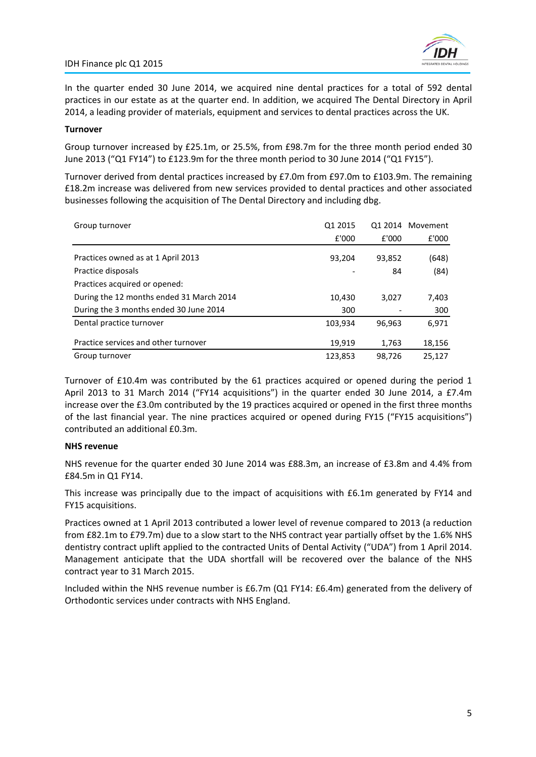In the quarter ended 30 June 2014, we acquired nine dental practices for a total of 592 dental practices in our estate as at the quarter end. In addition, we acquired The Dental Directory in April 2014, a leading provider of materials, equipment and services to dental practices across the UK.

**Turnover**

Group turnover increased by £25.1m, or 25.5%, from £98.7m for the three month period ended 30 June 2013 ("Q1 FY14") to £123.9m for the three month period to 30 June 2014 ("Q1 FY15").

Turnover derived from dental practices increased by £7.0m from £97.0m to £103.9m. The remaining £18.2m increase was delivered from new services provided to dental practices and other associated businesses following the acquisition of The Dental Directory and including dbg.

| Group turnover | Q1 2015 | Q1 2014 | Movement |
|---|---|---|---|
| | £'000 | £'000 | £'000 |
| Practices owned as at 1 April 2013 | 93,204 | 93,852 | (648) |
| Practice disposals | - | 84 | (84) |
| Practices acquired or opened: | | | |
| During the 12 months ended 31 March 2014 | 10,430 | 3,027 | 7,403 |
| During the 3 months ended 30 June 2014 | 300 | - | 300 |
| Dental practice turnover | 103,934 | 96,963 | 6,971 |
| Practice services and other turnover | 19,919 | 1,763 | 18,156 |
| Group turnover | 123,853 | 98,726 | 25,127 |

Turnover of £10.4m was contributed by the 61 practices acquired or opened during the period 1 April 2013 to 31 March 2014 ("FY14 acquisitions") in the quarter ended 30 June 2014, a £7.4m increase over the £3.0m contributed by the 19 practices acquired or opened in the first three months of the last financial year. The nine practices acquired or opened during FY15 ("FY15 acquisitions") contributed an additional £0.3m.

**NHS revenue**

NHS revenue for the quarter ended 30 June 2014 was £88.3m, an increase of £3.8m and 4.4% from £84.5m in Q1 FY14.

This increase was principally due to the impact of acquisitions with £6.1m generated by FY14 and FY15 acquisitions.

Practices owned at 1 April 2013 contributed a lower level of revenue compared to 2013 (a reduction from £82.1m to £79.7m) due to a slow start to the NHS contract year partially offset by the 1.6% NHS dentistry contract uplift applied to the contracted Units of Dental Activity ("UDA") from 1 April 2014. Management anticipate that the UDA shortfall will be recovered over the balance of the NHS contract year to 31 March 2015.

Included within the NHS revenue number is £6.7m (Q1 FY14: £6.4m) generated from the delivery of Orthodontic services under contracts with NHS England.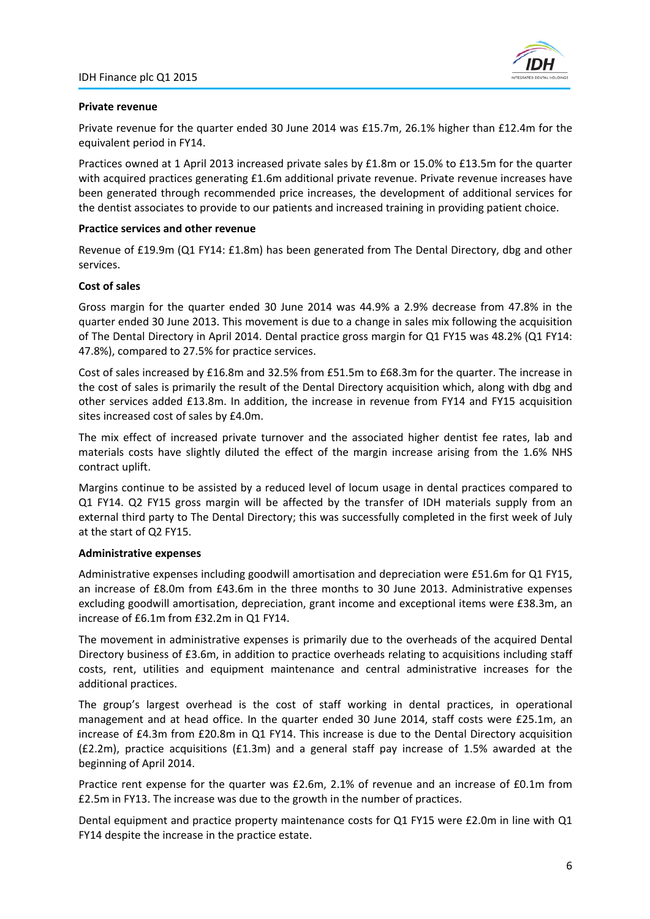**Private revenue**

Private revenue for the quarter ended 30 June 2014 was £15.7m, 26.1% higher than £12.4m for the equivalent period in FY14.

Practices owned at 1 April 2013 increased private sales by £1.8m or 15.0% to £13.5m for the quarter with acquired practices generating £1.6m additional private revenue. Private revenue increases have been generated through recommended price increases, the development of additional services for the dentist associates to provide to our patients and increased training in providing patient choice.

**Practice services and other revenue**

Revenue of £19.9m (Q1 FY14: £1.8m) has been generated from The Dental Directory, dbg and other services.

**Cost of sales**

Gross margin for the quarter ended 30 June 2014 was 44.9% a 2.9% decrease from 47.8% in the quarter ended 30 June 2013. This movement is due to a change in sales mix following the acquisition of The Dental Directory in April 2014. Dental practice gross margin for Q1 FY15 was 48.2% (Q1 FY14: 47.8%), compared to 27.5% for practice services.

Cost of sales increased by £16.8m and 32.5% from £51.5m to £68.3m for the quarter. The increase in the cost of sales is primarily the result of the Dental Directory acquisition which, along with dbg and other services added £13.8m. In addition, the increase in revenue from FY14 and FY15 acquisition sites increased cost of sales by £4.0m.

The mix effect of increased private turnover and the associated higher dentist fee rates, lab and materials costs have slightly diluted the effect of the margin increase arising from the 1.6% NHS contract uplift.

Margins continue to be assisted by a reduced level of locum usage in dental practices compared to Q1 FY14. Q2 FY15 gross margin will be affected by the transfer of IDH materials supply from an external third party to The Dental Directory; this was successfully completed in the first week of July at the start of Q2 FY15.

**Administrative expenses**

Administrative expenses including goodwill amortisation and depreciation were £51.6m for Q1 FY15, an increase of £8.0m from £43.6m in the three months to 30 June 2013. Administrative expenses excluding goodwill amortisation, depreciation, grant income and exceptional items were £38.3m, an increase of £6.1m from £32.2m in Q1 FY14.

The movement in administrative expenses is primarily due to the overheads of the acquired Dental Directory business of £3.6m, in addition to practice overheads relating to acquisitions including staff costs, rent, utilities and equipment maintenance and central administrative increases for the additional practices.

The group's largest overhead is the cost of staff working in dental practices, in operational management and at head office. In the quarter ended 30 June 2014, staff costs were £25.1m, an increase of £4.3m from £20.8m in Q1 FY14. This increase is due to the Dental Directory acquisition (£2.2m), practice acquisitions (£1.3m) and a general staff pay increase of 1.5% awarded at the beginning of April 2014.

Practice rent expense for the quarter was £2.6m, 2.1% of revenue and an increase of £0.1m from £2.5m in FY13. The increase was due to the growth in the number of practices.

Dental equipment and practice property maintenance costs for Q1 FY15 were £2.0m in line with Q1 FY14 despite the increase in the practice estate.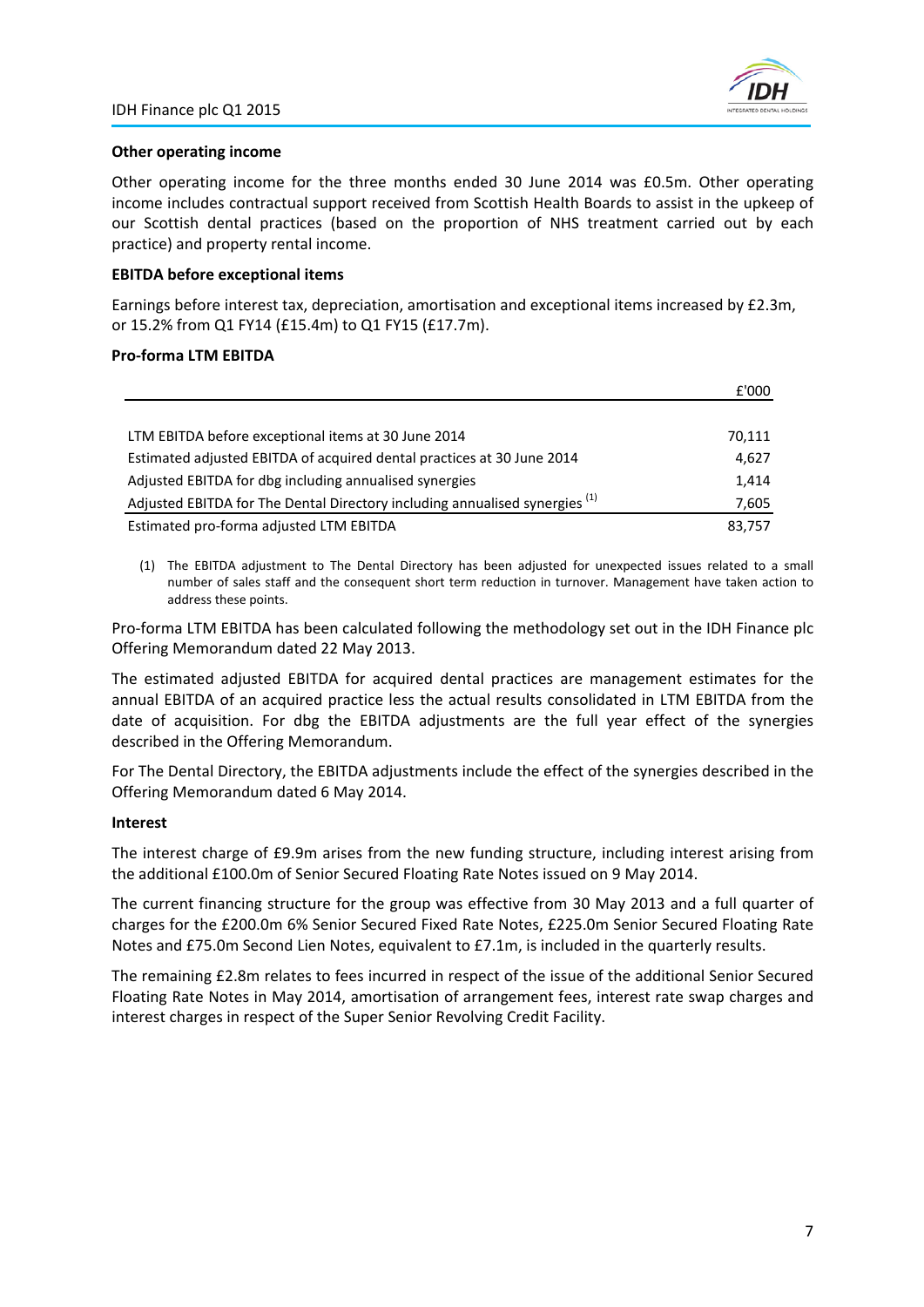**Other operating income**

Other operating income for the three months ended 30 June 2014 was £0.5m. Other operating income includes contractual support received from Scottish Health Boards to assist in the upkeep of our Scottish dental practices (based on the proportion of NHS treatment carried out by each practice) and property rental income.

**EBITDA before exceptional items**

Earnings before interest tax, depreciation, amortisation and exceptional items increased by £2.3m, or 15.2% from Q1 FY14 (£15.4m) to Q1 FY15 (£17.7m).

**Pro-forma LTM EBITDA**

| | £'000 |
|---|---|
| LTM EBITDA before exceptional items at 30 June 2014 | 70,111 |
| Estimated adjusted EBITDA of acquired dental practices at 30 June 2014 | 4,627 |
| Adjusted EBITDA for dbg including annualised synergies | 1,414 |
| Adjusted EBITDA for The Dental Directory including annualised synergies (1) | 7,605 |
| Estimated pro-forma adjusted LTM EBITDA | 83,757 |

(1) The EBITDA adjustment to The Dental Directory has been adjusted for unexpected issues related to a small number of sales staff and the consequent short term reduction in turnover. Management have taken action to address these points.

Pro-forma LTM EBITDA has been calculated following the methodology set out in the IDH Finance plc Offering Memorandum dated 22 May 2013.

The estimated adjusted EBITDA for acquired dental practices are management estimates for the annual EBITDA of an acquired practice less the actual results consolidated in LTM EBITDA from the date of acquisition. For dbg the EBITDA adjustments are the full year effect of the synergies described in the Offering Memorandum.

For The Dental Directory, the EBITDA adjustments include the effect of the synergies described in the Offering Memorandum dated 6 May 2014.

**Interest**

The interest charge of £9.9m arises from the new funding structure, including interest arising from the additional £100.0m of Senior Secured Floating Rate Notes issued on 9 May 2014.

The current financing structure for the group was effective from 30 May 2013 and a full quarter of charges for the £200.0m 6% Senior Secured Fixed Rate Notes, £225.0m Senior Secured Floating Rate Notes and £75.0m Second Lien Notes, equivalent to £7.1m, is included in the quarterly results.

The remaining £2.8m relates to fees incurred in respect of the issue of the additional Senior Secured Floating Rate Notes in May 2014, amortisation of arrangement fees, interest rate swap charges and interest charges in respect of the Super Senior Revolving Credit Facility.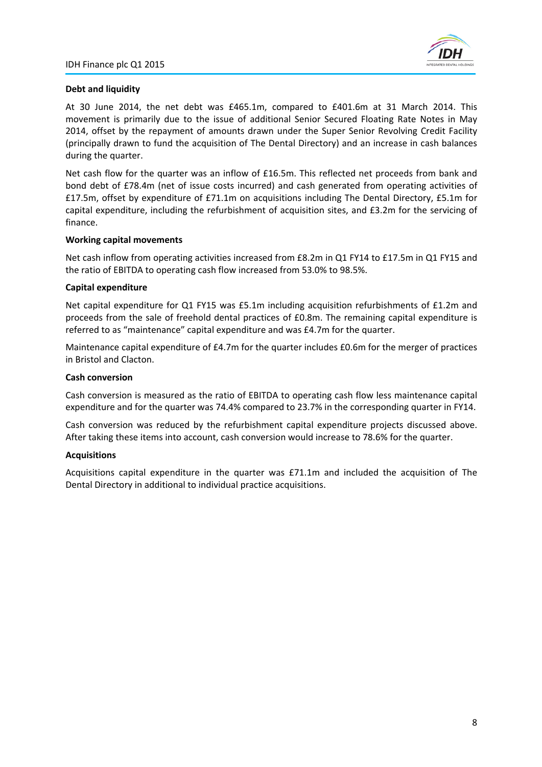**Debt and liquidity**

At 30 June 2014, the net debt was £465.1m, compared to £401.6m at 31 March 2014. This movement is primarily due to the issue of additional Senior Secured Floating Rate Notes in May 2014, offset by the repayment of amounts drawn under the Super Senior Revolving Credit Facility (principally drawn to fund the acquisition of The Dental Directory) and an increase in cash balances during the quarter.

Net cash flow for the quarter was an inflow of £16.5m. This reflected net proceeds from bank and bond debt of £78.4m (net of issue costs incurred) and cash generated from operating activities of £17.5m, offset by expenditure of £71.1m on acquisitions including The Dental Directory, £5.1m for capital expenditure, including the refurbishment of acquisition sites, and £3.2m for the servicing of finance.

**Working capital movements**

Net cash inflow from operating activities increased from £8.2m in Q1 FY14 to £17.5m in Q1 FY15 and the ratio of EBITDA to operating cash flow increased from 53.0% to 98.5%.

**Capital expenditure**

Net capital expenditure for Q1 FY15 was £5.1m including acquisition refurbishments of £1.2m and proceeds from the sale of freehold dental practices of £0.8m. The remaining capital expenditure is referred to as "maintenance" capital expenditure and was £4.7m for the quarter.

Maintenance capital expenditure of £4.7m for the quarter includes £0.6m for the merger of practices in Bristol and Clacton.

**Cash conversion**

Cash conversion is measured as the ratio of EBITDA to operating cash flow less maintenance capital expenditure and for the quarter was 74.4% compared to 23.7% in the corresponding quarter in FY14.

Cash conversion was reduced by the refurbishment capital expenditure projects discussed above. After taking these items into account, cash conversion would increase to 78.6% for the quarter.

**Acquisitions**

Acquisitions capital expenditure in the quarter was £71.1m and included the acquisition of The Dental Directory in additional to individual practice acquisitions.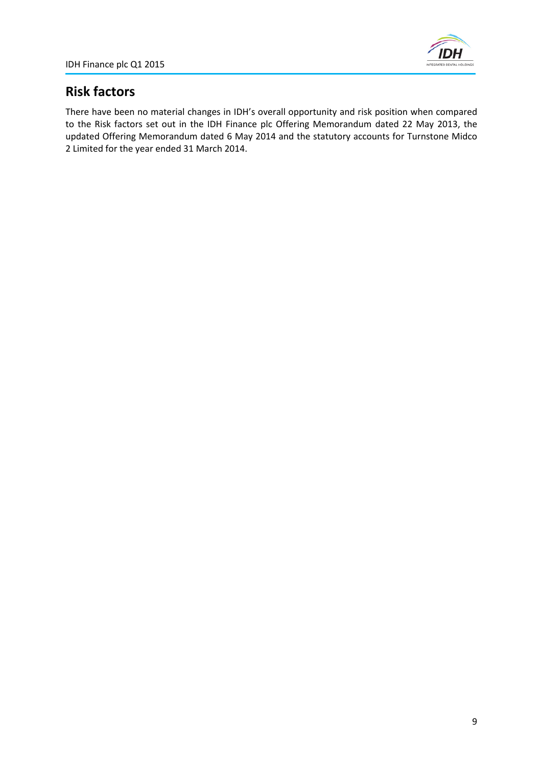## Risk factors

There have been no material changes in IDH's overall opportunity and risk position when compared to the Risk factors set out in the IDH Finance plc Offering Memorandum dated 22 May 2013, the updated Offering Memorandum dated 6 May 2014 and the statutory accounts for Turnstone Midco 2 Limited for the year ended 31 March 2014.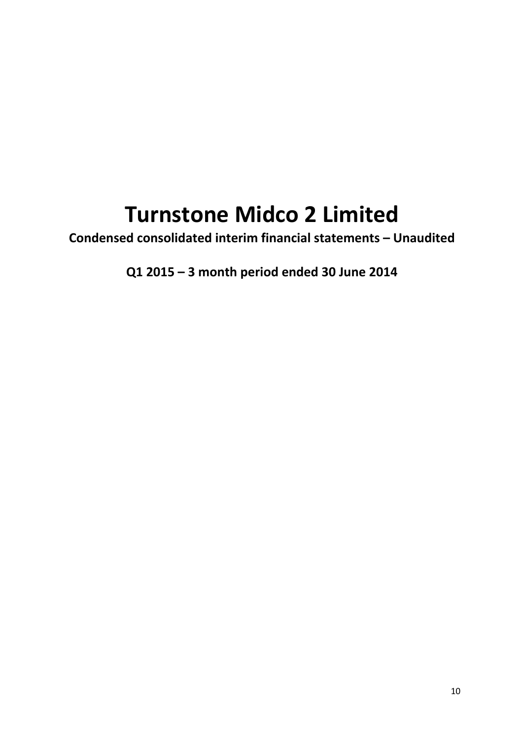# Turnstone Midco 2 Limited

**Condensed consolidated interim financial statements – Unaudited**

**Q1 2015 – 3 month period ended 30 June 2014**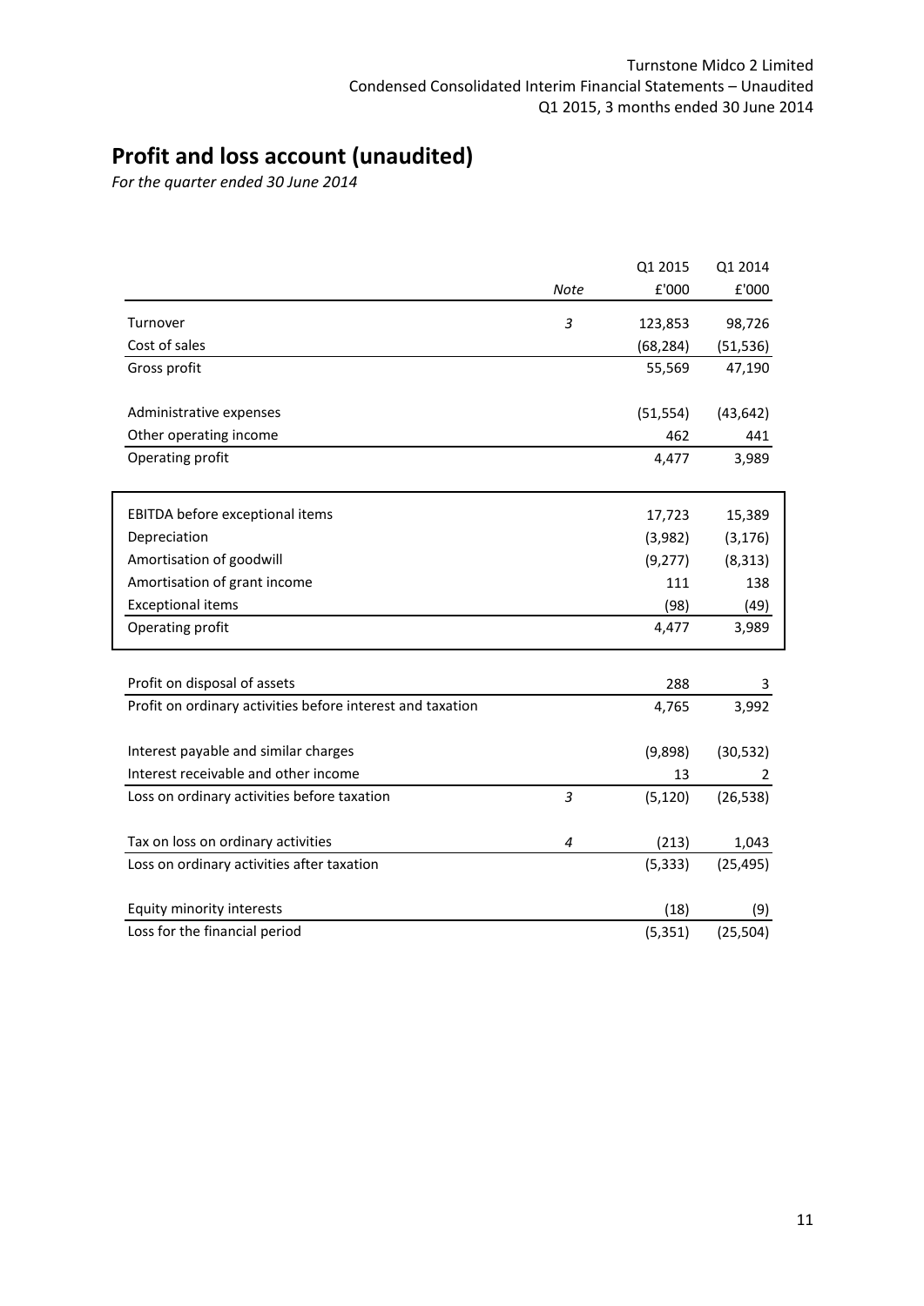# Profit and loss account (unaudited)

*For the quarter ended 30 June 2014*

| | *Note* | Q1 2015<br>£'000 | Q1 2014<br>£'000 |
|---|---|---|---|
| Turnover | *3* | 123,853 | 98,726 |
| Cost of sales | | (68,284) | (51,536) |
| Gross profit | | 55,569 | 47,190 |
| | | | |
| Administrative expenses | | (51,554) | (43,642) |
| Other operating income | | 462 | 441 |
| Operating profit | | 4,477 | 3,989 |
| | | | |
| EBITDA before exceptional items | | 17,723 | 15,389 |
| Depreciation | | (3,982) | (3,176) |
| Amortisation of goodwill | | (9,277) | (8,313) |
| Amortisation of grant income | | 111 | 138 |
| Exceptional items | | (98) | (49) |
| Operating profit | | 4,477 | 3,989 |
| | | | |
| Profit on disposal of assets | | 288 | 3 |
| Profit on ordinary activities before interest and taxation | | 4,765 | 3,992 |
| | | | |
| Interest payable and similar charges | | (9,898) | (30,532) |
| Interest receivable and other income | | 13 | 2 |
| Loss on ordinary activities before taxation | *3* | (5,120) | (26,538) |
| | | | |
| Tax on loss on ordinary activities | *4* | (213) | 1,043 |
| Loss on ordinary activities after taxation | | (5,333) | (25,495) |
| | | | |
| Equity minority interests | | (18) | (9) |
| Loss for the financial period | | (5,351) | (25,504) |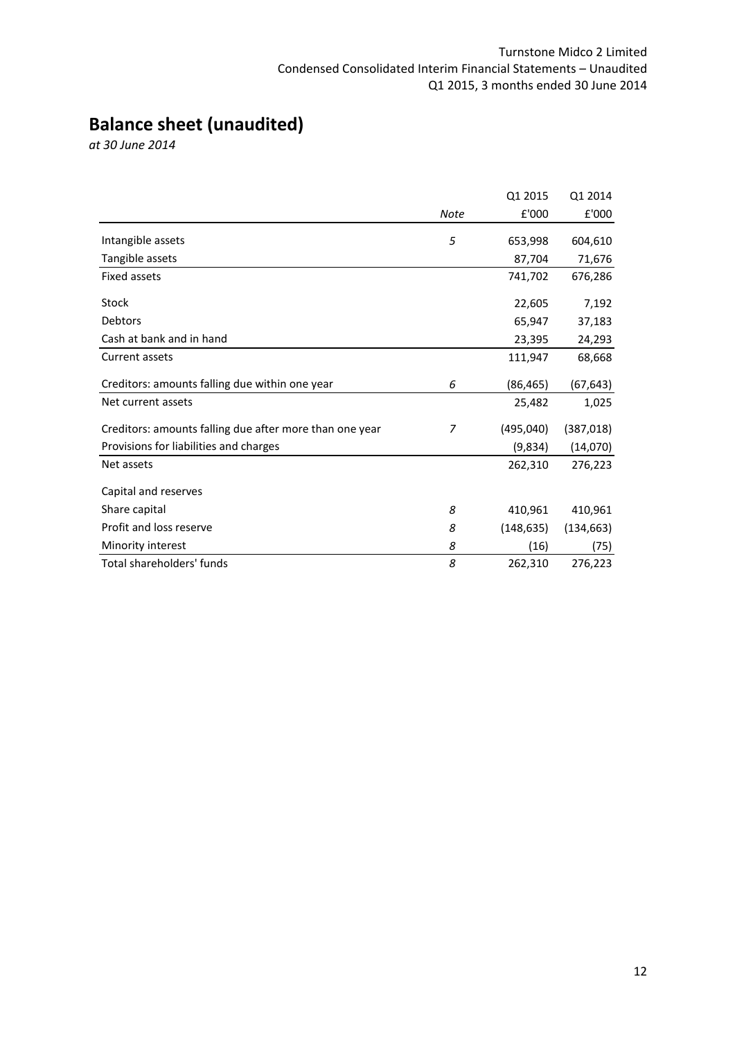# Balance sheet (unaudited)

*at 30 June 2014*

| | *Note* | Q1 2015<br>£'000 | Q1 2014<br>£'000 |
|---|---|---|---|
| Intangible assets | *5* | 653,998 | 604,610 |
| Tangible assets | | 87,704 | 71,676 |
| Fixed assets | | 741,702 | 676,286 |
| Stock | | 22,605 | 7,192 |
| Debtors | | 65,947 | 37,183 |
| Cash at bank and in hand | | 23,395 | 24,293 |
| Current assets | | 111,947 | 68,668 |
| Creditors: amounts falling due within one year | *6* | (86,465) | (67,643) |
| Net current assets | | 25,482 | 1,025 |
| Creditors: amounts falling due after more than one year | *7* | (495,040) | (387,018) |
| Provisions for liabilities and charges | | (9,834) | (14,070) |
| Net assets | | 262,310 | 276,223 |
| Capital and reserves | | | |
| Share capital | *8* | 410,961 | 410,961 |
| Profit and loss reserve | *8* | (148,635) | (134,663) |
| Minority interest | *8* | (16) | (75) |
| Total shareholders' funds | *8* | 262,310 | 276,223 |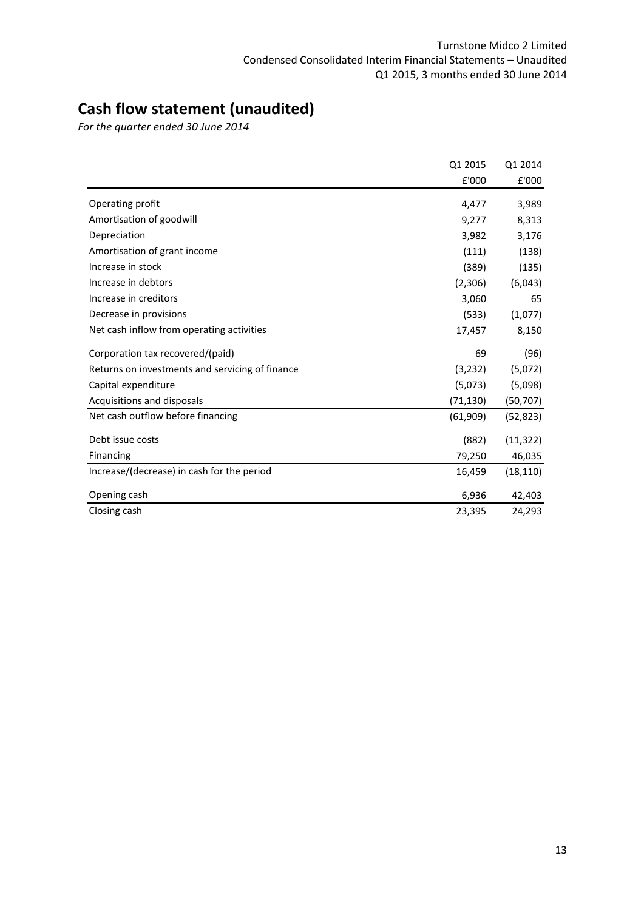# Cash flow statement (unaudited)

*For the quarter ended 30 June 2014*

| | Q1 2015 | Q1 2014 |
|---|---|---|
| | £'000 | £'000 |
| Operating profit | 4,477 | 3,989 |
| Amortisation of goodwill | 9,277 | 8,313 |
| Depreciation | 3,982 | 3,176 |
| Amortisation of grant income | (111) | (138) |
| Increase in stock | (389) | (135) |
| Increase in debtors | (2,306) | (6,043) |
| Increase in creditors | 3,060 | 65 |
| Decrease in provisions | (533) | (1,077) |
| Net cash inflow from operating activities | 17,457 | 8,150 |
| Corporation tax recovered/(paid) | 69 | (96) |
| Returns on investments and servicing of finance | (3,232) | (5,072) |
| Capital expenditure | (5,073) | (5,098) |
| Acquisitions and disposals | (71,130) | (50,707) |
| Net cash outflow before financing | (61,909) | (52,823) |
| Debt issue costs | (882) | (11,322) |
| Financing | 79,250 | 46,035 |
| Increase/(decrease) in cash for the period | 16,459 | (18,110) |
| Opening cash | 6,936 | 42,403 |
| Closing cash | 23,395 | 24,293 |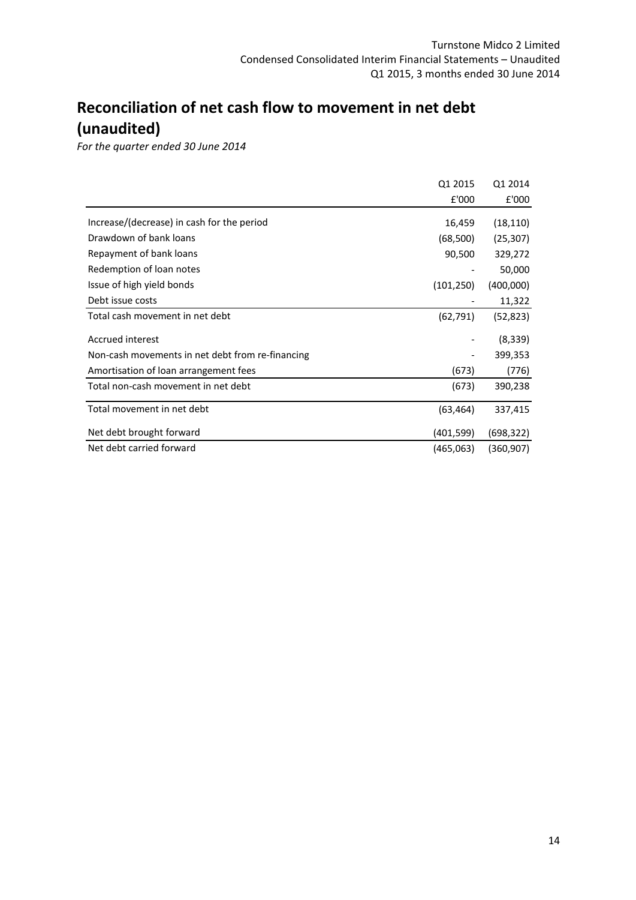# Reconciliation of net cash flow to movement in net debt (unaudited)

*For the quarter ended 30 June 2014*

| | Q1 2015 | Q1 2014 |
|---|---|---|
| | £'000 | £'000 |
| Increase/(decrease) in cash for the period | 16,459 | (18,110) |
| Drawdown of bank loans | (68,500) | (25,307) |
| Repayment of bank loans | 90,500 | 329,272 |
| Redemption of loan notes | - | 50,000 |
| Issue of high yield bonds | (101,250) | (400,000) |
| Debt issue costs | - | 11,322 |
| Total cash movement in net debt | (62,791) | (52,823) |
| Accrued interest | - | (8,339) |
| Non-cash movements in net debt from re-financing | - | 399,353 |
| Amortisation of loan arrangement fees | (673) | (776) |
| Total non-cash movement in net debt | (673) | 390,238 |
| Total movement in net debt | (63,464) | 337,415 |
| Net debt brought forward | (401,599) | (698,322) |
| Net debt carried forward | (465,063) | (360,907) |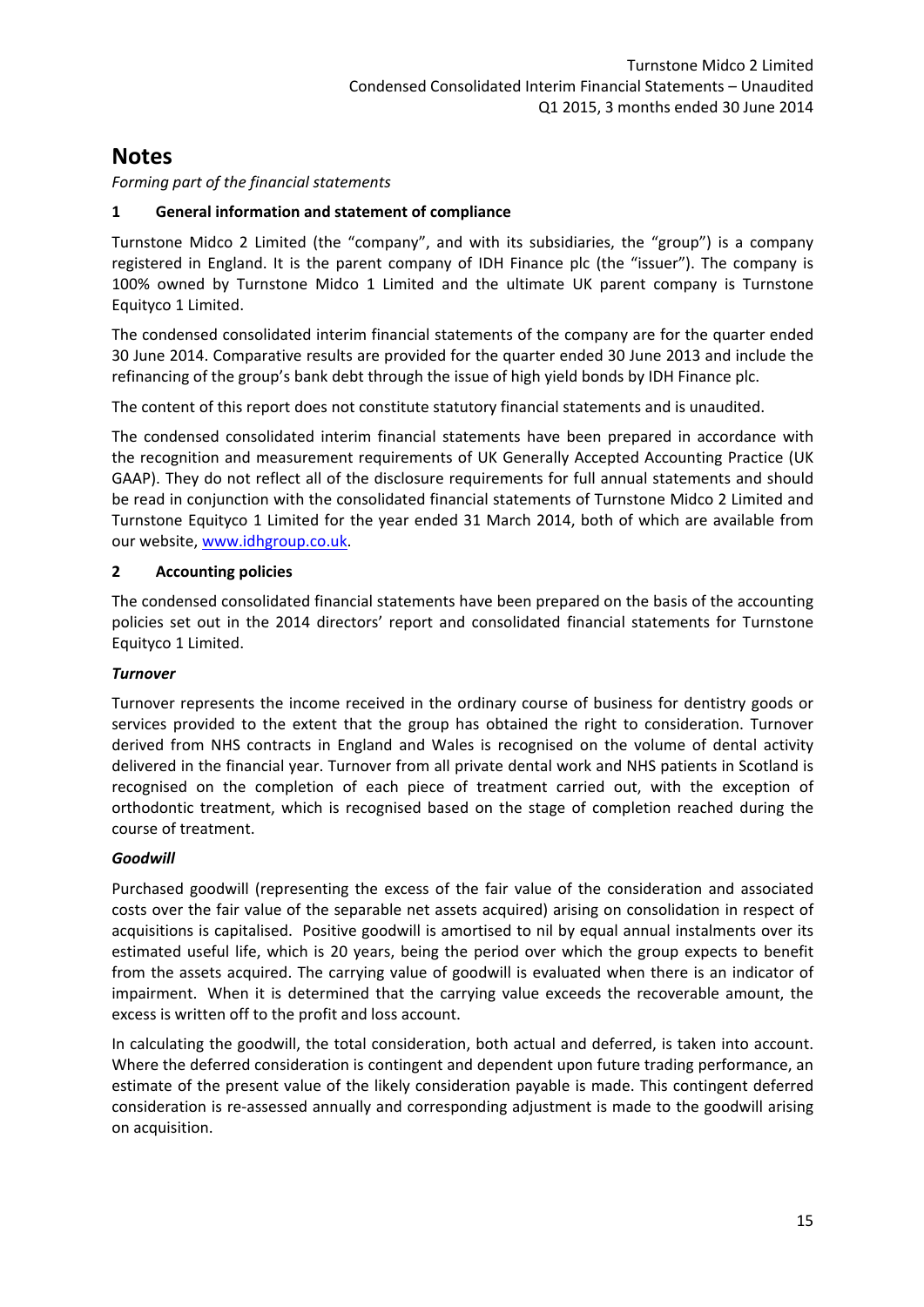# Notes

*Forming part of the financial statements*

## 1 General information and statement of compliance

Turnstone Midco 2 Limited (the "company", and with its subsidiaries, the "group") is a company registered in England. It is the parent company of IDH Finance plc (the "issuer"). The company is 100% owned by Turnstone Midco 1 Limited and the ultimate UK parent company is Turnstone Equityco 1 Limited.

The condensed consolidated interim financial statements of the company are for the quarter ended 30 June 2014. Comparative results are provided for the quarter ended 30 June 2013 and include the refinancing of the group's bank debt through the issue of high yield bonds by IDH Finance plc.

The content of this report does not constitute statutory financial statements and is unaudited.

The condensed consolidated interim financial statements have been prepared in accordance with the recognition and measurement requirements of UK Generally Accepted Accounting Practice (UK GAAP). They do not reflect all of the disclosure requirements for full annual statements and should be read in conjunction with the consolidated financial statements of Turnstone Midco 2 Limited and Turnstone Equityco 1 Limited for the year ended 31 March 2014, both of which are available from our website, www.idhgroup.co.uk.

## 2 Accounting policies

The condensed consolidated financial statements have been prepared on the basis of the accounting policies set out in the 2014 directors' report and consolidated financial statements for Turnstone Equityco 1 Limited.

### *Turnover*

Turnover represents the income received in the ordinary course of business for dentistry goods or services provided to the extent that the group has obtained the right to consideration. Turnover derived from NHS contracts in England and Wales is recognised on the volume of dental activity delivered in the financial year. Turnover from all private dental work and NHS patients in Scotland is recognised on the completion of each piece of treatment carried out, with the exception of orthodontic treatment, which is recognised based on the stage of completion reached during the course of treatment.

### *Goodwill*

Purchased goodwill (representing the excess of the fair value of the consideration and associated costs over the fair value of the separable net assets acquired) arising on consolidation in respect of acquisitions is capitalised. Positive goodwill is amortised to nil by equal annual instalments over its estimated useful life, which is 20 years, being the period over which the group expects to benefit from the assets acquired. The carrying value of goodwill is evaluated when there is an indicator of impairment. When it is determined that the carrying value exceeds the recoverable amount, the excess is written off to the profit and loss account.

In calculating the goodwill, the total consideration, both actual and deferred, is taken into account. Where the deferred consideration is contingent and dependent upon future trading performance, an estimate of the present value of the likely consideration payable is made. This contingent deferred consideration is re-assessed annually and corresponding adjustment is made to the goodwill arising on acquisition.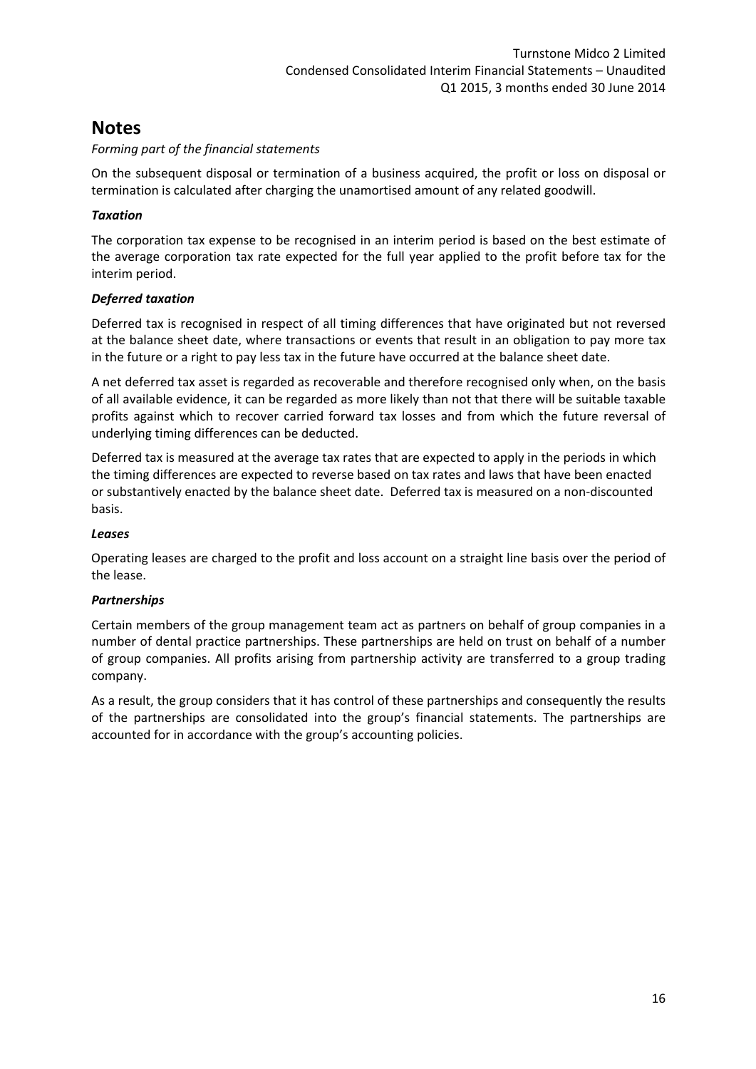# Notes

*Forming part of the financial statements*

On the subsequent disposal or termination of a business acquired, the profit or loss on disposal or termination is calculated after charging the unamortised amount of any related goodwill.

***Taxation***

The corporation tax expense to be recognised in an interim period is based on the best estimate of the average corporation tax rate expected for the full year applied to the profit before tax for the interim period.

***Deferred taxation***

Deferred tax is recognised in respect of all timing differences that have originated but not reversed at the balance sheet date, where transactions or events that result in an obligation to pay more tax in the future or a right to pay less tax in the future have occurred at the balance sheet date.

A net deferred tax asset is regarded as recoverable and therefore recognised only when, on the basis of all available evidence, it can be regarded as more likely than not that there will be suitable taxable profits against which to recover carried forward tax losses and from which the future reversal of underlying timing differences can be deducted.

Deferred tax is measured at the average tax rates that are expected to apply in the periods in which the timing differences are expected to reverse based on tax rates and laws that have been enacted or substantively enacted by the balance sheet date. Deferred tax is measured on a non-discounted basis.

***Leases***

Operating leases are charged to the profit and loss account on a straight line basis over the period of the lease.

***Partnerships***

Certain members of the group management team act as partners on behalf of group companies in a number of dental practice partnerships. These partnerships are held on trust on behalf of a number of group companies. All profits arising from partnership activity are transferred to a group trading company.

As a result, the group considers that it has control of these partnerships and consequently the results of the partnerships are consolidated into the group's financial statements. The partnerships are accounted for in accordance with the group's accounting policies.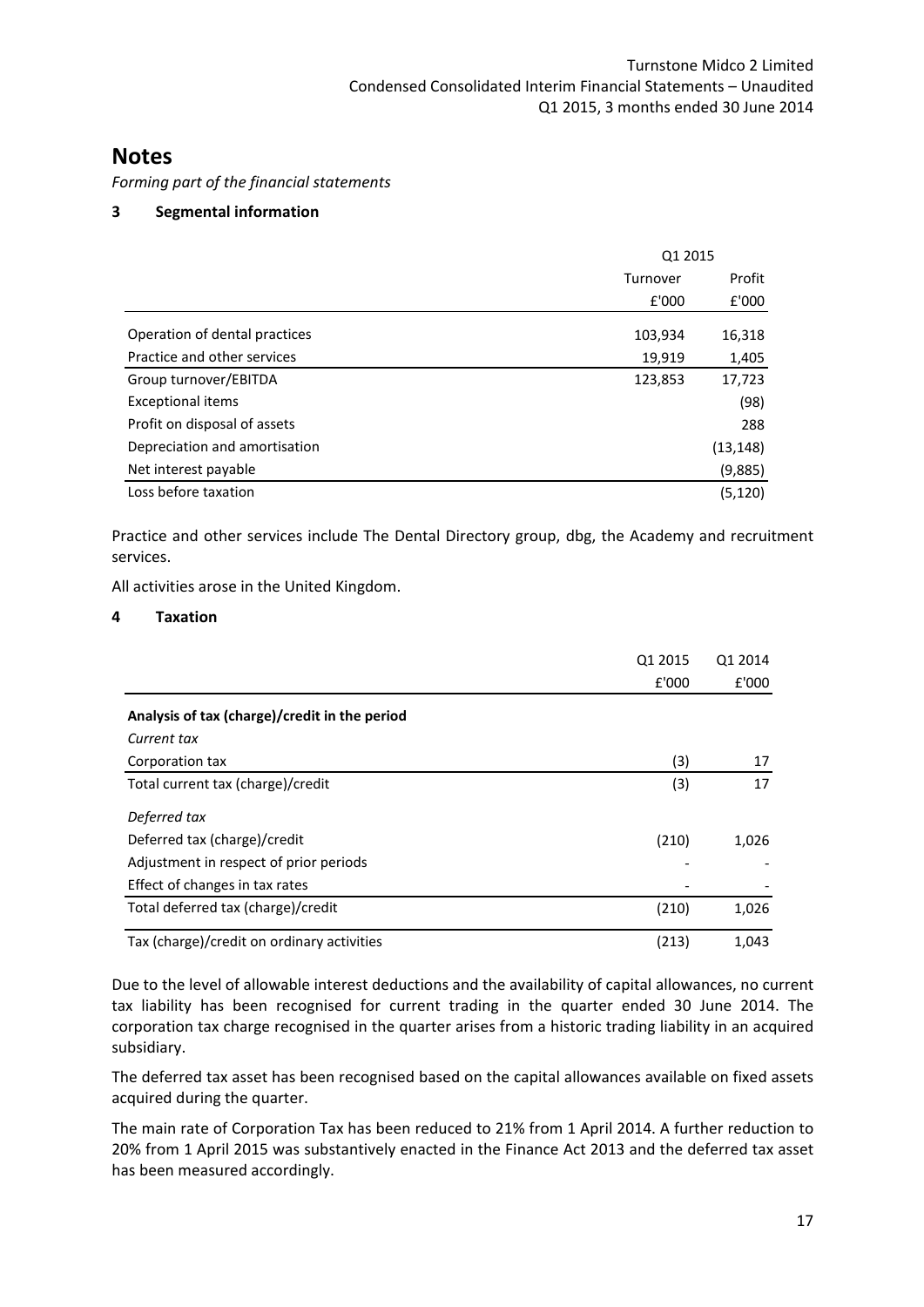# Notes

*Forming part of the financial statements*

## 3 Segmental information

| | Q1 2015 | |
|---|---|---|
| | Turnover | Profit |
| | £'000 | £'000 |
| Operation of dental practices | 103,934 | 16,318 |
| Practice and other services | 19,919 | 1,405 |
| Group turnover/EBITDA | 123,853 | 17,723 |
| Exceptional items | | (98) |
| Profit on disposal of assets | | 288 |
| Depreciation and amortisation | | (13,148) |
| Net interest payable | | (9,885) |
| Loss before taxation | | (5,120) |

Practice and other services include The Dental Directory group, dbg, the Academy and recruitment services.

All activities arose in the United Kingdom.

## 4 Taxation

| | Q1 2015 | Q1 2014 |
|---|---|---|
| | £'000 | £'000 |
| **Analysis of tax (charge)/credit in the period** | | |
| *Current tax* | | |
| Corporation tax | (3) | 17 |
| Total current tax (charge)/credit | (3) | 17 |
| *Deferred tax* | | |
| Deferred tax (charge)/credit | (210) | 1,026 |
| Adjustment in respect of prior periods | - | - |
| Effect of changes in tax rates | - | - |
| Total deferred tax (charge)/credit | (210) | 1,026 |
| Tax (charge)/credit on ordinary activities | (213) | 1,043 |

Due to the level of allowable interest deductions and the availability of capital allowances, no current tax liability has been recognised for current trading in the quarter ended 30 June 2014. The corporation tax charge recognised in the quarter arises from a historic trading liability in an acquired subsidiary.

The deferred tax asset has been recognised based on the capital allowances available on fixed assets acquired during the quarter.

The main rate of Corporation Tax has been reduced to 21% from 1 April 2014. A further reduction to 20% from 1 April 2015 was substantively enacted in the Finance Act 2013 and the deferred tax asset has been measured accordingly.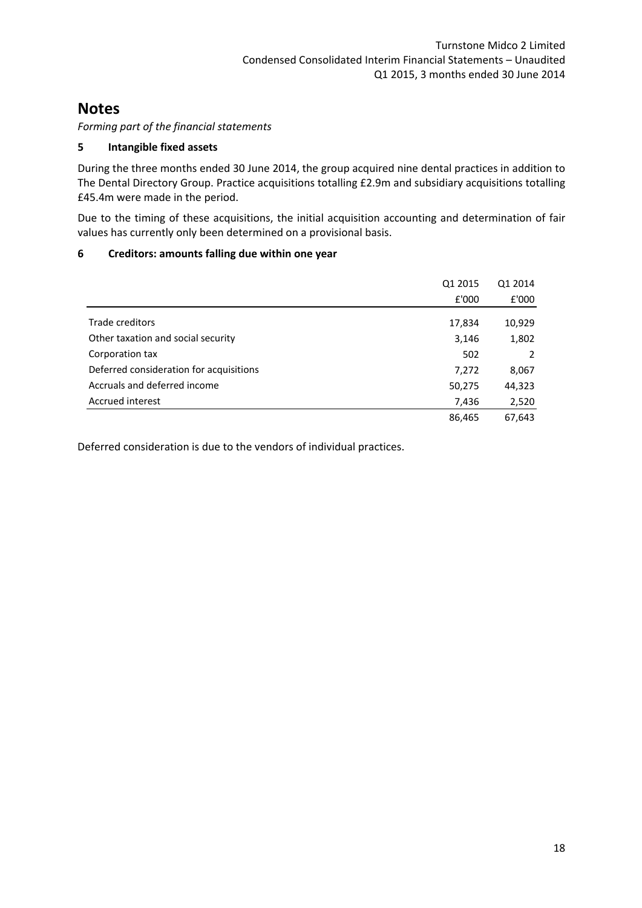# Notes

*Forming part of the financial statements*

## 5 Intangible fixed assets

During the three months ended 30 June 2014, the group acquired nine dental practices in addition to The Dental Directory Group. Practice acquisitions totalling £2.9m and subsidiary acquisitions totalling £45.4m were made in the period.

Due to the timing of these acquisitions, the initial acquisition accounting and determination of fair values has currently only been determined on a provisional basis.

## 6 Creditors: amounts falling due within one year

| | Q1 2015 | Q1 2014 |
|---|---|---|
| | £'000 | £'000 |
| Trade creditors | 17,834 | 10,929 |
| Other taxation and social security | 3,146 | 1,802 |
| Corporation tax | 502 | 2 |
| Deferred consideration for acquisitions | 7,272 | 8,067 |
| Accruals and deferred income | 50,275 | 44,323 |
| Accrued interest | 7,436 | 2,520 |
| | 86,465 | 67,643 |

Deferred consideration is due to the vendors of individual practices.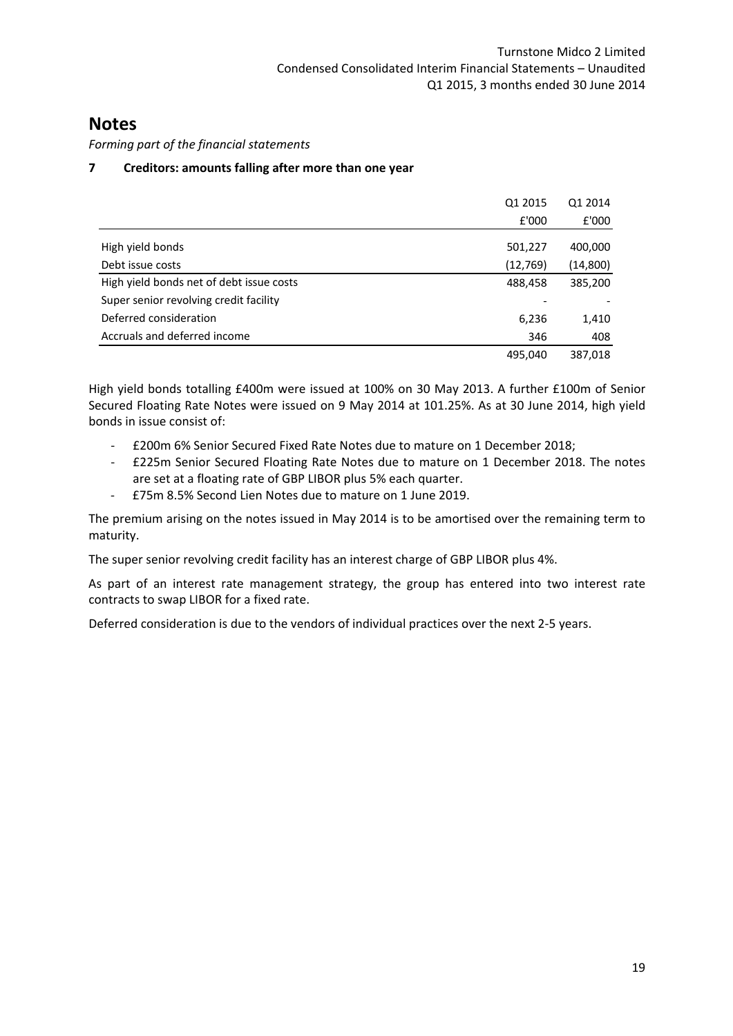# Notes

*Forming part of the financial statements*

## 7 Creditors: amounts falling after more than one year

| | Q1 2015 | Q1 2014 |
|---|---|---|
| | £'000 | £'000 |
| High yield bonds | 501,227 | 400,000 |
| Debt issue costs | (12,769) | (14,800) |
| High yield bonds net of debt issue costs | 488,458 | 385,200 |
| Super senior revolving credit facility | - | - |
| Deferred consideration | 6,236 | 1,410 |
| Accruals and deferred income | 346 | 408 |
| | 495,040 | 387,018 |

High yield bonds totalling £400m were issued at 100% on 30 May 2013. A further £100m of Senior Secured Floating Rate Notes were issued on 9 May 2014 at 101.25%. As at 30 June 2014, high yield bonds in issue consist of:

- £200m 6% Senior Secured Fixed Rate Notes due to mature on 1 December 2018;
- £225m Senior Secured Floating Rate Notes due to mature on 1 December 2018. The notes are set at a floating rate of GBP LIBOR plus 5% each quarter.
- £75m 8.5% Second Lien Notes due to mature on 1 June 2019.

The premium arising on the notes issued in May 2014 is to be amortised over the remaining term to maturity.

The super senior revolving credit facility has an interest charge of GBP LIBOR plus 4%.

As part of an interest rate management strategy, the group has entered into two interest rate contracts to swap LIBOR for a fixed rate.

Deferred consideration is due to the vendors of individual practices over the next 2-5 years.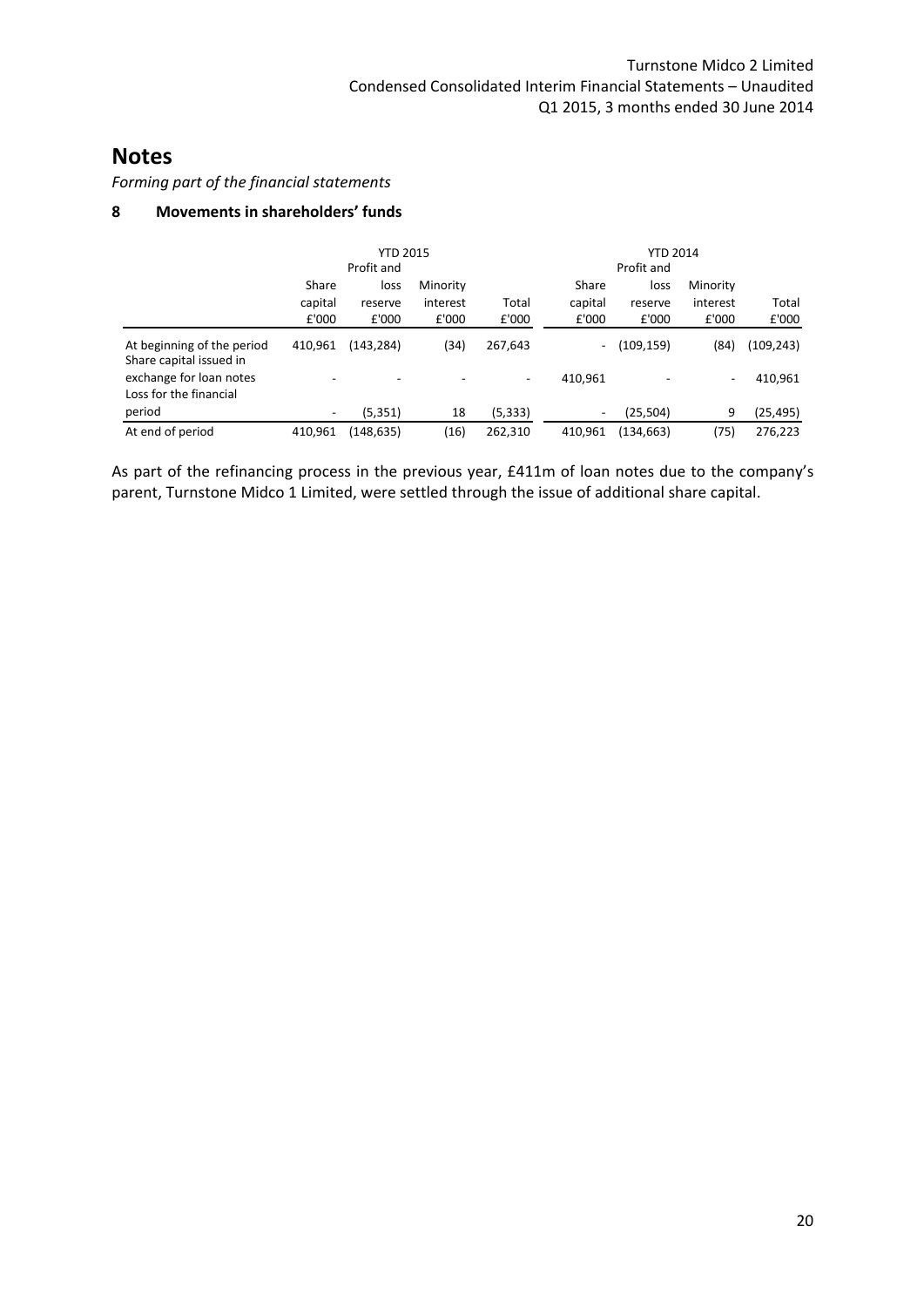# Notes

*Forming part of the financial statements*

## 8 Movements in shareholders' funds

| | YTD 2015 | | | | YTD 2014 | | | |
|---|---|---|---|---|---|---|---|---|
| | Share capital | Profit and loss reserve | Minority interest | Total | Share capital | Profit and loss reserve | Minority interest | Total |
| | £'000 | £'000 | £'000 | £'000 | £'000 | £'000 | £'000 | £'000 |
| At beginning of the period | 410,961 | (143,284) | (34) | 267,643 | - | (109,159) | (84) | (109,243) |
| Share capital issued in exchange for loan notes | - | - | - | - | 410,961 | - | - | 410,961 |
| Loss for the financial period | - | (5,351) | 18 | (5,333) | - | (25,504) | 9 | (25,495) |
| At end of period | 410,961 | (148,635) | (16) | 262,310 | 410,961 | (134,663) | (75) | 276,223 |

As part of the refinancing process in the previous year, £411m of loan notes due to the company's parent, Turnstone Midco 1 Limited, were settled through the issue of additional share capital.